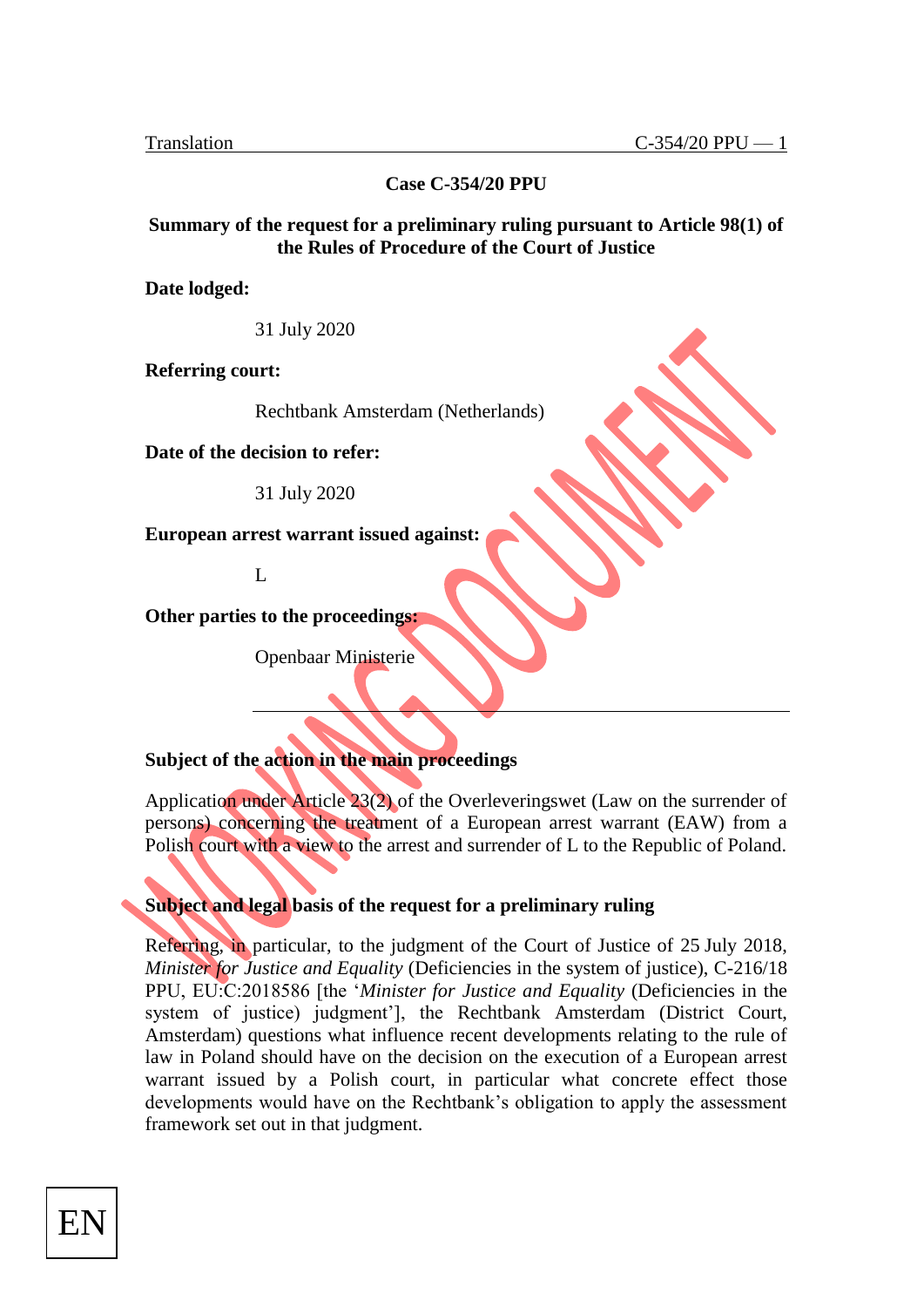**Case C-354/20 PPU**

**Summary of the request for a preliminary ruling pursuant to Article 98(1) of the Rules of Procedure of the Court of Justice**

**Date lodged:**

31 July 2020

**Referring court:**

Rechtbank Amsterdam (Netherlands)

**Date of the decision to refer:**

31 July 2020

**European arrest warrant issued against:**

L

**Other parties to the proceedings:**

Openbaar Ministerie

---

**Subject of the action in the main proceedings**

Application under Article 23(2) of the Overleveringswet (Law on the surrender of persons) concerning the treatment of a European arrest warrant (EAW) from a Polish court with a view to the arrest and surrender of L to the Republic of Poland.

**Subject and legal basis of the request for a preliminary ruling**

Referring, in particular, to the judgment of the Court of Justice of 25 July 2018, *Minister for Justice and Equality* (Deficiencies in the system of justice), C-216/18 PPU, EU:C:2018586 [the '*Minister for Justice and Equality* (Deficiencies in the system of justice) judgment'], the Rechtbank Amsterdam (District Court, Amsterdam) questions what influence recent developments relating to the rule of law in Poland should have on the decision on the execution of a European arrest warrant issued by a Polish court, in particular what concrete effect those developments would have on the Rechtbank's obligation to apply the assessment framework set out in that judgment.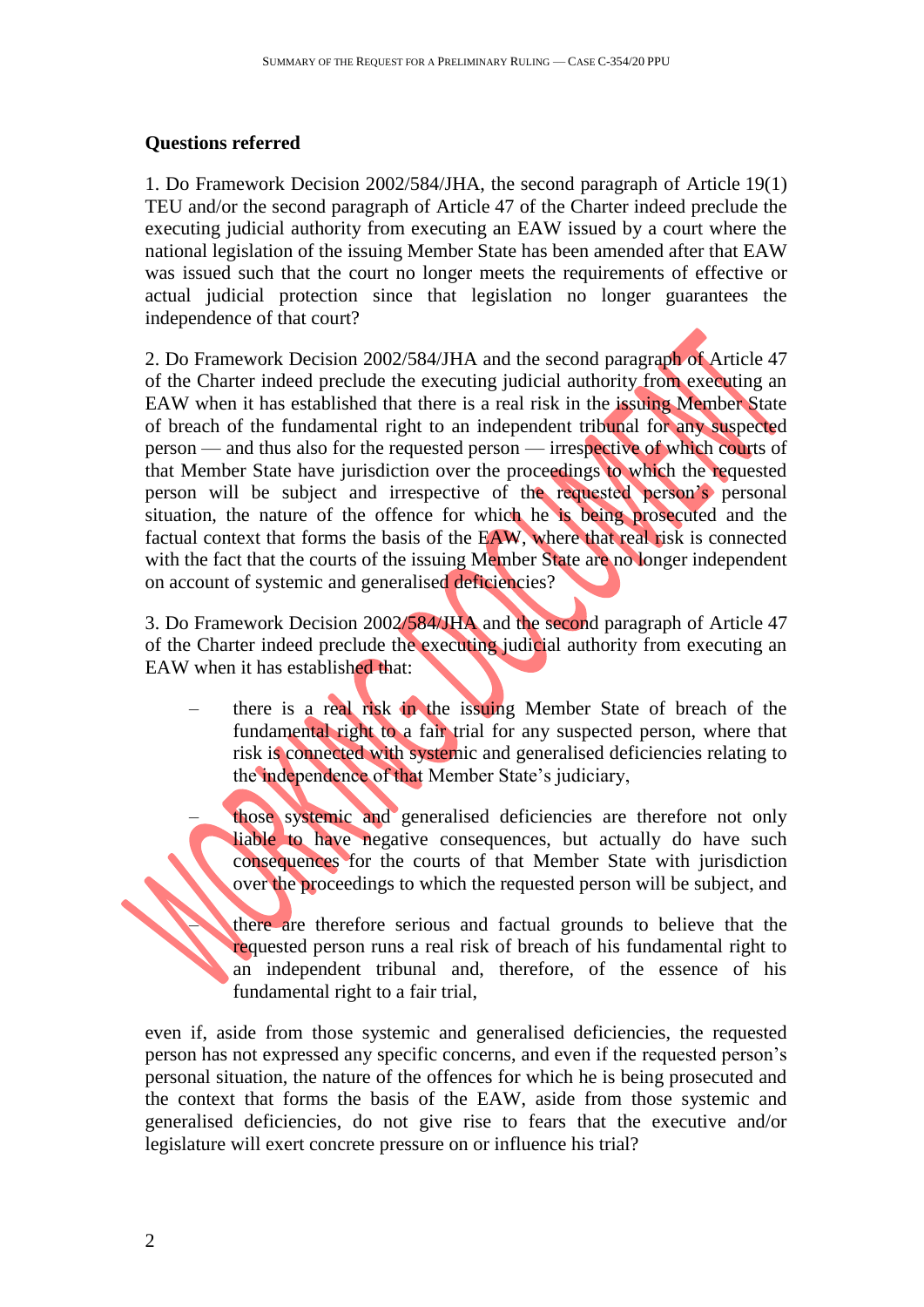**Questions referred**

1. Do Framework Decision 2002/584/JHA, the second paragraph of Article 19(1) TEU and/or the second paragraph of Article 47 of the Charter indeed preclude the executing judicial authority from executing an EAW issued by a court where the national legislation of the issuing Member State has been amended after that EAW was issued such that the court no longer meets the requirements of effective or actual judicial protection since that legislation no longer guarantees the independence of that court?

2. Do Framework Decision 2002/584/JHA and the second paragraph of Article 47 of the Charter indeed preclude the executing judicial authority from executing an EAW when it has established that there is a real risk in the issuing Member State of breach of the fundamental right to an independent tribunal for any suspected person — and thus also for the requested person — irrespective of which courts of that Member State have jurisdiction over the proceedings to which the requested person will be subject and irrespective of the requested person's personal situation, the nature of the offence for which he is being prosecuted and the factual context that forms the basis of the EAW, where that real risk is connected with the fact that the courts of the issuing Member State are no longer independent on account of systemic and generalised deficiencies?

3. Do Framework Decision 2002/584/JHA and the second paragraph of Article 47 of the Charter indeed preclude the executing judicial authority from executing an EAW when it has established that:

– there is a real risk in the issuing Member State of breach of the fundamental right to a fair trial for any suspected person, where that risk is connected with systemic and generalised deficiencies relating to the independence of that Member State's judiciary,

– those systemic and generalised deficiencies are therefore not only liable to have negative consequences, but actually do have such consequences for the courts of that Member State with jurisdiction over the proceedings to which the requested person will be subject, and

– there are therefore serious and factual grounds to believe that the requested person runs a real risk of breach of his fundamental right to an independent tribunal and, therefore, of the essence of his fundamental right to a fair trial,

even if, aside from those systemic and generalised deficiencies, the requested person has not expressed any specific concerns, and even if the requested person's personal situation, the nature of the offences for which he is being prosecuted and the context that forms the basis of the EAW, aside from those systemic and generalised deficiencies, do not give rise to fears that the executive and/or legislature will exert concrete pressure on or influence his trial?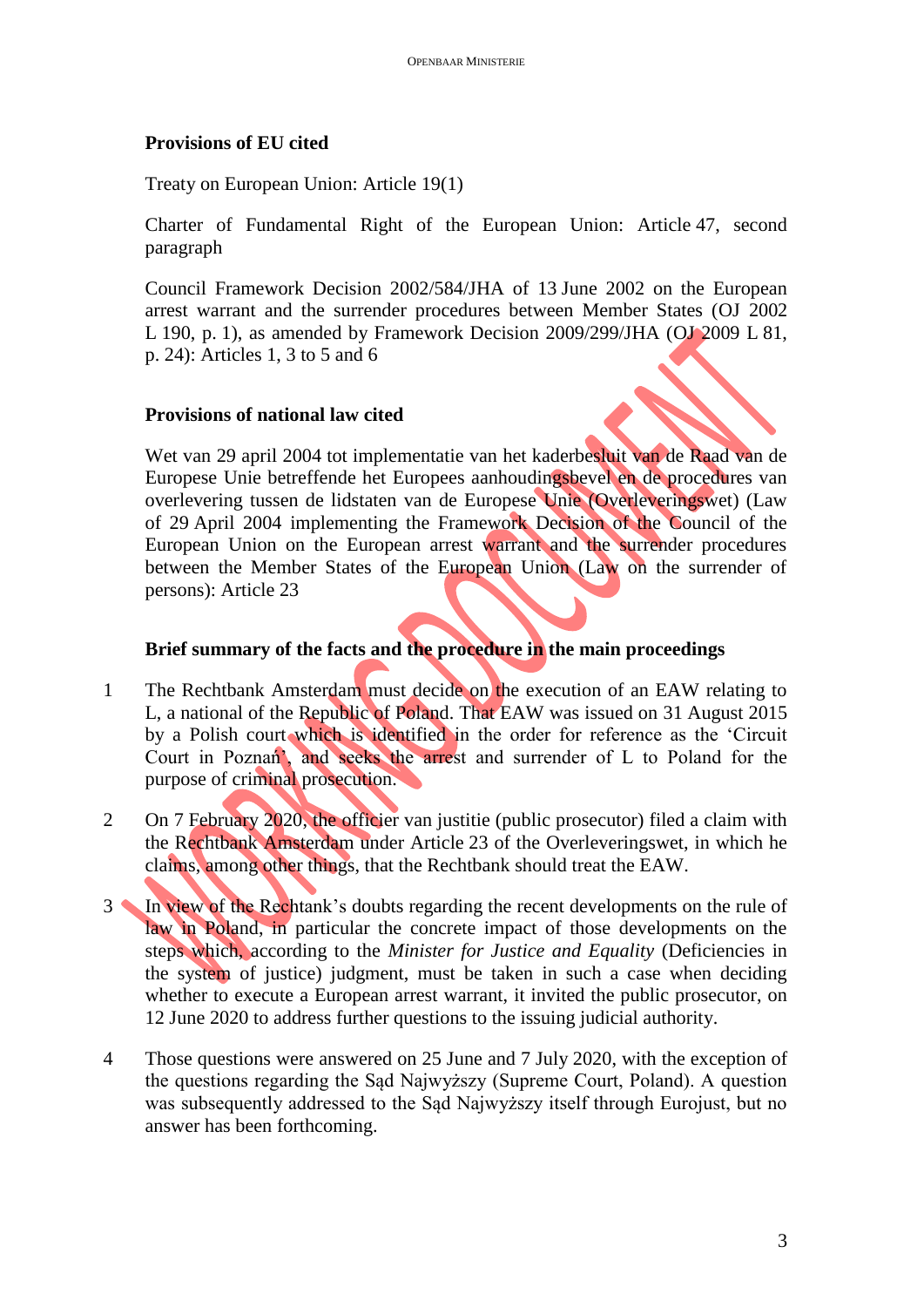**Provisions of EU cited**

Treaty on European Union: Article 19(1)

Charter of Fundamental Right of the European Union: Article 47, second paragraph

Council Framework Decision 2002/584/JHA of 13 June 2002 on the European arrest warrant and the surrender procedures between Member States (OJ 2002 L 190, p. 1), as amended by Framework Decision 2009/299/JHA (OJ 2009 L 81, p. 24): Articles 1, 3 to 5 and 6

**Provisions of national law cited**

Wet van 29 april 2004 tot implementatie van het kaderbesluit van de Raad van de Europese Unie betreffende het Europees aanhoudingsbevel en de procedures van overlevering tussen de lidstaten van de Europese Unie (Overleveringswet) (Law of 29 April 2004 implementing the Framework Decision of the Council of the European Union on the European arrest warrant and the surrender procedures between the Member States of the European Union (Law on the surrender of persons): Article 23

**Brief summary of the facts and the procedure in the main proceedings**

1 The Rechtbank Amsterdam must decide on the execution of an EAW relating to L, a national of the Republic of Poland. That EAW was issued on 31 August 2015 by a Polish court which is identified in the order for reference as the 'Circuit Court in Poznań', and seeks the arrest and surrender of L to Poland for the purpose of criminal prosecution.

2 On 7 February 2020, the officier van justitie (public prosecutor) filed a claim with the Rechtbank Amsterdam under Article 23 of the Overleveringswet, in which he claims, among other things, that the Rechtbank should treat the EAW.

3 In view of the Rechtank's doubts regarding the recent developments on the rule of law in Poland, in particular the concrete impact of those developments on the steps which, according to the *Minister for Justice and Equality* (Deficiencies in the system of justice) judgment, must be taken in such a case when deciding whether to execute a European arrest warrant, it invited the public prosecutor, on 12 June 2020 to address further questions to the issuing judicial authority.

4 Those questions were answered on 25 June and 7 July 2020, with the exception of the questions regarding the Sąd Najwyższy (Supreme Court, Poland). A question was subsequently addressed to the Sąd Najwyższy itself through Eurojust, but no answer has been forthcoming.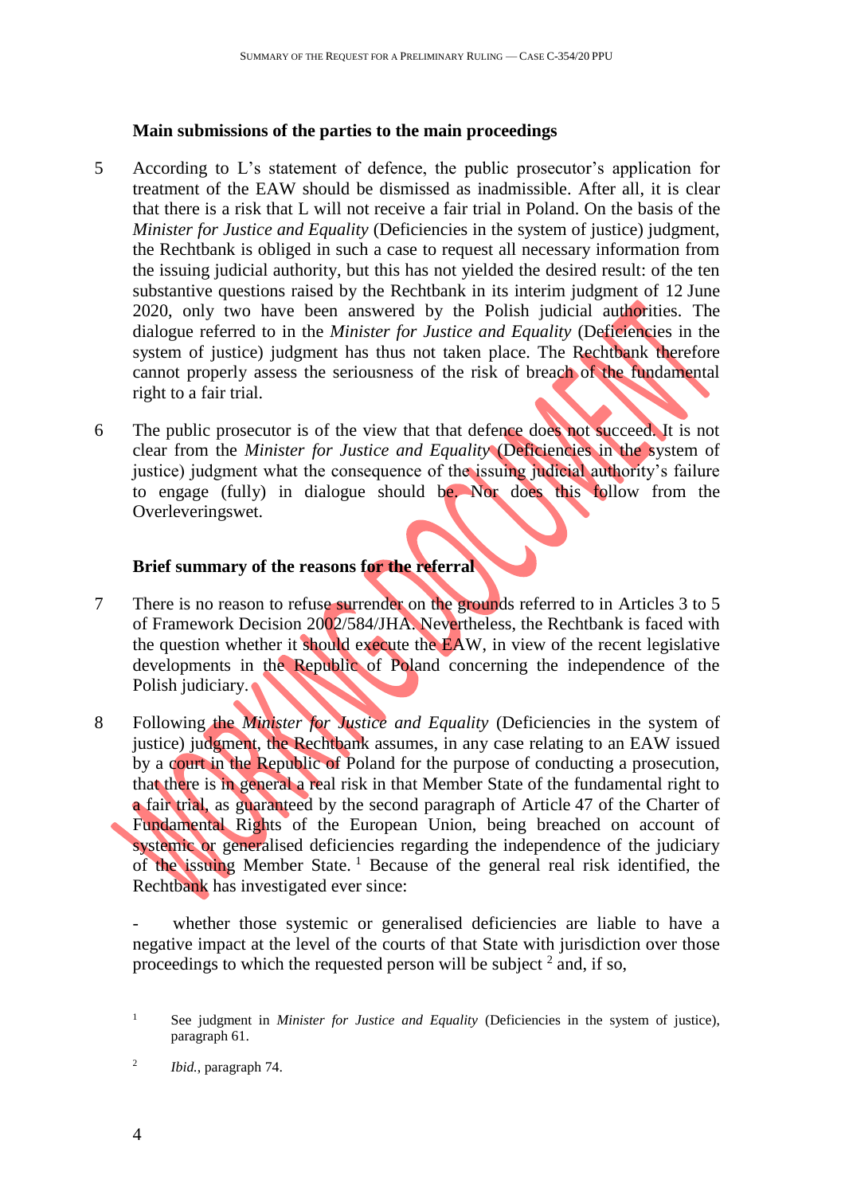## Main submissions of the parties to the main proceedings

5 According to L's statement of defence, the public prosecutor's application for treatment of the EAW should be dismissed as inadmissible. After all, it is clear that there is a risk that L will not receive a fair trial in Poland. On the basis of the *Minister for Justice and Equality* (Deficiencies in the system of justice) judgment, the Rechtbank is obliged in such a case to request all necessary information from the issuing judicial authority, but this has not yielded the desired result: of the ten substantive questions raised by the Rechtbank in its interim judgment of 12 June 2020, only two have been answered by the Polish judicial authorities. The dialogue referred to in the *Minister for Justice and Equality* (Deficiencies in the system of justice) judgment has thus not taken place. The Rechtbank therefore cannot properly assess the seriousness of the risk of breach of the fundamental right to a fair trial.

6 The public prosecutor is of the view that that defence does not succeed. It is not clear from the *Minister for Justice and Equality* (Deficiencies in the system of justice) judgment what the consequence of the issuing judicial authority's failure to engage (fully) in dialogue should be. Nor does this follow from the Overleveringswet.

## Brief summary of the reasons for the referral

7 There is no reason to refuse surrender on the grounds referred to in Articles 3 to 5 of Framework Decision 2002/584/JHA. Nevertheless, the Rechtbank is faced with the question whether it should execute the EAW, in view of the recent legislative developments in the Republic of Poland concerning the independence of the Polish judiciary.

8 Following the *Minister for Justice and Equality* (Deficiencies in the system of justice) judgment, the Rechtbank assumes, in any case relating to an EAW issued by a court in the Republic of Poland for the purpose of conducting a prosecution, that there is in general a real risk in that Member State of the fundamental right to a fair trial, as guaranteed by the second paragraph of Article 47 of the Charter of Fundamental Rights of the European Union, being breached on account of systemic or generalised deficiencies regarding the independence of the judiciary of the issuing Member State. [1] Because of the general real risk identified, the Rechtbank has investigated ever since:

- whether those systemic or generalised deficiencies are liable to have a negative impact at the level of the courts of that State with jurisdiction over those proceedings to which the requested person will be subject [2] and, if so,

[1] See judgment in *Minister for Justice and Equality* (Deficiencies in the system of justice), paragraph 61.

[2] *Ibid.*, paragraph 74.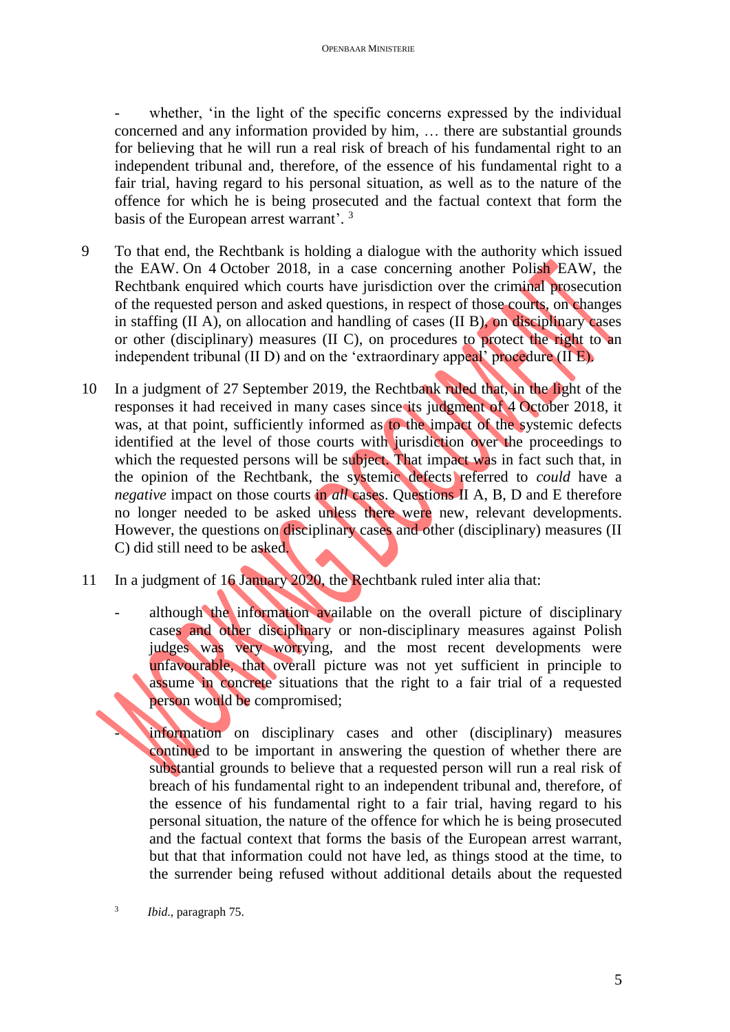- whether, 'in the light of the specific concerns expressed by the individual concerned and any information provided by him, … there are substantial grounds for believing that he will run a real risk of breach of his fundamental right to an independent tribunal and, therefore, of the essence of his fundamental right to a fair trial, having regard to his personal situation, as well as to the nature of the offence for which he is being prosecuted and the factual context that form the basis of the European arrest warrant'.[3]

9 To that end, the Rechtbank is holding a dialogue with the authority which issued the EAW. On 4 October 2018, in a case concerning another Polish EAW, the Rechtbank enquired which courts have jurisdiction over the criminal prosecution of the requested person and asked questions, in respect of those courts, on changes in staffing (II A), on allocation and handling of cases (II B), on disciplinary cases or other (disciplinary) measures (II C), on procedures to protect the right to an independent tribunal (II D) and on the 'extraordinary appeal' procedure (II E).

10 In a judgment of 27 September 2019, the Rechtbank ruled that, in the light of the responses it had received in many cases since its judgment of 4 October 2018, it was, at that point, sufficiently informed as to the impact of the systemic defects identified at the level of those courts with jurisdiction over the proceedings to which the requested persons will be subject. That impact was in fact such that, in the opinion of the Rechtbank, the systemic defects referred to *could* have a *negative* impact on those courts *in all* cases. Questions II A, B, D and E therefore no longer needed to be asked unless there were new, relevant developments. However, the questions on disciplinary cases and other (disciplinary) measures (II C) did still need to be asked.

11 In a judgment of 16 January 2020, the Rechtbank ruled inter alia that:

- although the information available on the overall picture of disciplinary cases and other disciplinary or non-disciplinary measures against Polish judges was very worrying, and the most recent developments were unfavourable, that overall picture was not yet sufficient in principle to assume in concrete situations that the right to a fair trial of a requested person would be compromised;

- information on disciplinary cases and other (disciplinary) measures continued to be important in answering the question of whether there are substantial grounds to believe that a requested person will run a real risk of breach of his fundamental right to an independent tribunal and, therefore, of the essence of his fundamental right to a fair trial, having regard to his personal situation, the nature of the offence for which he is being prosecuted and the factual context that forms the basis of the European arrest warrant, but that that information could not have led, as things stood at the time, to the surrender being refused without additional details about the requested

[3] *Ibid.*, paragraph 75.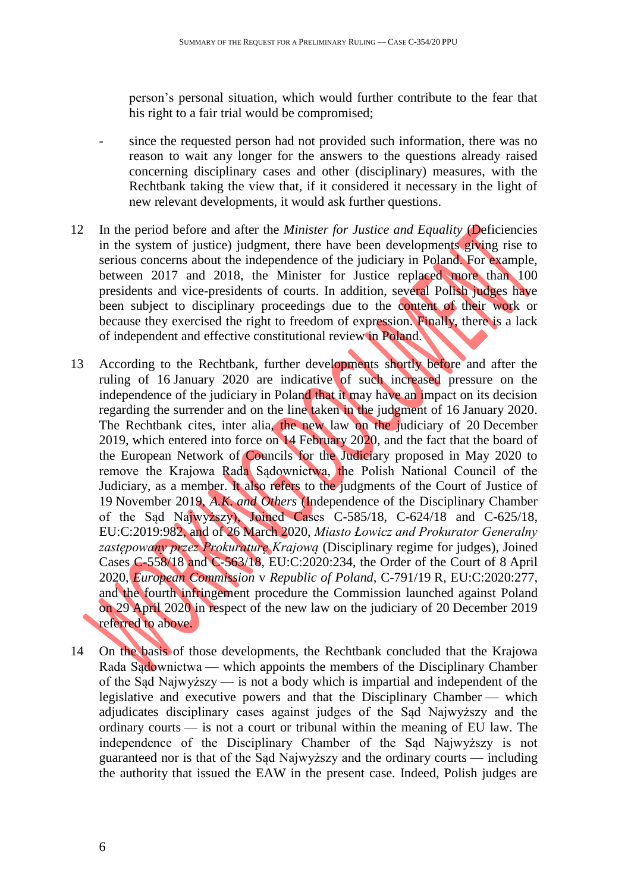person's personal situation, which would further contribute to the fear that his right to a fair trial would be compromised;

- since the requested person had not provided such information, there was no reason to wait any longer for the answers to the questions already raised concerning disciplinary cases and other (disciplinary) measures, with the Rechtbank taking the view that, if it considered it necessary in the light of new relevant developments, it would ask further questions.

12 In the period before and after the *Minister for Justice and Equality* (Deficiencies in the system of justice) judgment, there have been developments giving rise to serious concerns about the independence of the judiciary in Poland. For example, between 2017 and 2018, the Minister for Justice replaced more than 100 presidents and vice-presidents of courts. In addition, several Polish judges have been subject to disciplinary proceedings due to the content of their work or because they exercised the right to freedom of expression. Finally, there is a lack of independent and effective constitutional review in Poland.

13 According to the Rechtbank, further developments shortly before and after the ruling of 16 January 2020 are indicative of such increased pressure on the independence of the judiciary in Poland that it may have an impact on its decision regarding the surrender and on the line taken in the judgment of 16 January 2020. The Rechtbank cites, inter alia, the new law on the judiciary of 20 December 2019, which entered into force on 14 February 2020, and the fact that the board of the European Network of Councils for the Judiciary proposed in May 2020 to remove the Krajowa Rada Sądownictwa, the Polish National Council of the Judiciary, as a member. It also refers to the judgments of the Court of Justice of 19 November 2019, *A.K. and Others* (Independence of the Disciplinary Chamber of the Sąd Najwyższy), Joined Cases C-585/18, C-624/18 and C-625/18, EU:C:2019:982, and of 26 March 2020, *Miasto Łowicz and Prokurator Generalny zastępowany przez Prokuraturę Krajową* (Disciplinary regime for judges), Joined Cases C-558/18 and C-563/18, EU:C:2020:234, the Order of the Court of 8 April 2020, *European Commission* v *Republic of Poland*, C-791/19 R, EU:C:2020:277, and the fourth infringement procedure the Commission launched against Poland on 29 April 2020 in respect of the new law on the judiciary of 20 December 2019 referred to above.

14 On the basis of those developments, the Rechtbank concluded that the Krajowa Rada Sądownictwa — which appoints the members of the Disciplinary Chamber of the Sąd Najwyższy — is not a body which is impartial and independent of the legislative and executive powers and that the Disciplinary Chamber — which adjudicates disciplinary cases against judges of the Sąd Najwyższy and the ordinary courts — is not a court or tribunal within the meaning of EU law. The independence of the Disciplinary Chamber of the Sąd Najwyższy is not guaranteed nor is that of the Sąd Najwyższy and the ordinary courts — including the authority that issued the EAW in the present case. Indeed, Polish judges are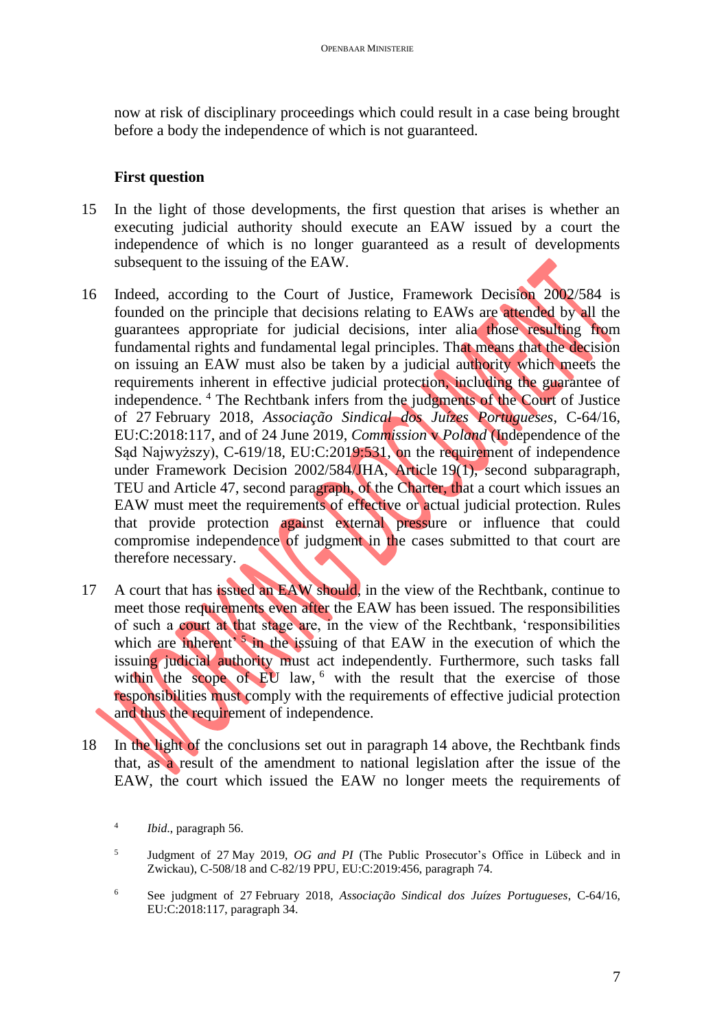now at risk of disciplinary proceedings which could result in a case being brought before a body the independence of which is not guaranteed.

**First question**

15 In the light of those developments, the first question that arises is whether an executing judicial authority should execute an EAW issued by a court the independence of which is no longer guaranteed as a result of developments subsequent to the issuing of the EAW.

16 Indeed, according to the Court of Justice, Framework Decision 2002/584 is founded on the principle that decisions relating to EAWs are attended by all the guarantees appropriate for judicial decisions, inter alia those resulting from fundamental rights and fundamental legal principles. That means that the decision on issuing an EAW must also be taken by a judicial authority which meets the requirements inherent in effective judicial protection, including the guarantee of independence. [4] The Rechtbank infers from the judgments of the Court of Justice of 27 February 2018, *Associação Sindical dos Juízes Portugueses*, C-64/16, EU:C:2018:117, and of 24 June 2019, *Commission v Poland* (Independence of the Sąd Najwyższy), C-619/18, EU:C:2019:531, on the requirement of independence under Framework Decision 2002/584/JHA, Article 19(1), second subparagraph, TEU and Article 47, second paragraph, of the Charter, that a court which issues an EAW must meet the requirements of effective or actual judicial protection. Rules that provide protection against external pressure or influence that could compromise independence of judgment in the cases submitted to that court are therefore necessary.

17 A court that has issued an EAW should, in the view of the Rechtbank, continue to meet those requirements even after the EAW has been issued. The responsibilities of such a court at that stage are, in the view of the Rechtbank, 'responsibilities which are inherent' [5] in the issuing of that EAW in the execution of which the issuing judicial authority must act independently. Furthermore, such tasks fall within the scope of EU law, [6] with the result that the exercise of those responsibilities must comply with the requirements of effective judicial protection and thus the requirement of independence.

18 In the light of the conclusions set out in paragraph 14 above, the Rechtbank finds that, as a result of the amendment to national legislation after the issue of the EAW, the court which issued the EAW no longer meets the requirements of

---

[4] *Ibid*., paragraph 56.

[5] Judgment of 27 May 2019, *OG and PI* (The Public Prosecutor's Office in Lübeck and in Zwickau), C-508/18 and C-82/19 PPU, EU:C:2019:456, paragraph 74.

[6] See judgment of 27 February 2018, *Associação Sindical dos Juízes Portugueses*, C-64/16, EU:C:2018:117, paragraph 34.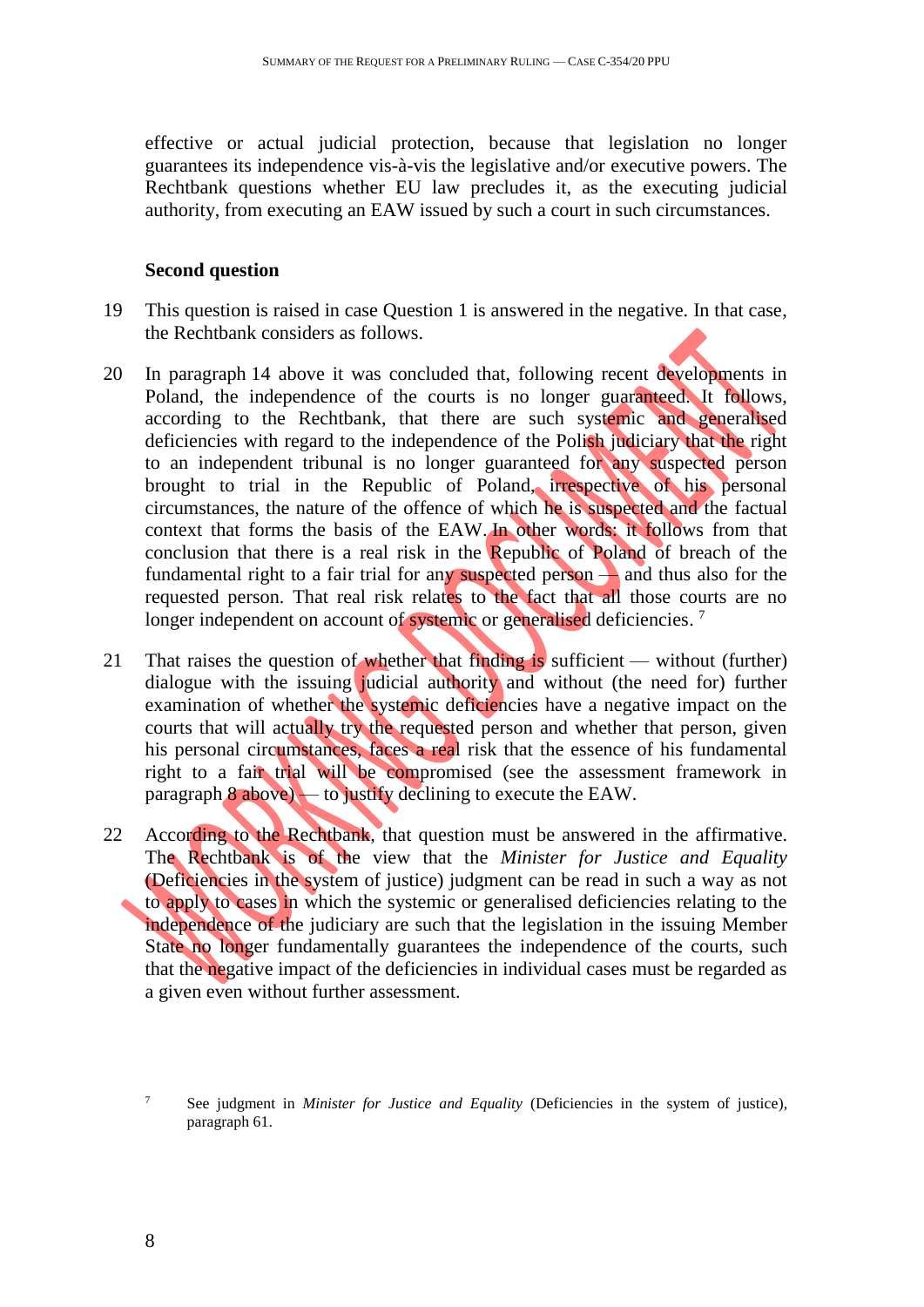effective or actual judicial protection, because that legislation no longer guarantees its independence vis-à-vis the legislative and/or executive powers. The Rechtbank questions whether EU law precludes it, as the executing judicial authority, from executing an EAW issued by such a court in such circumstances.

**Second question**

19 This question is raised in case Question 1 is answered in the negative. In that case, the Rechtbank considers as follows.

20 In paragraph 14 above it was concluded that, following recent developments in Poland, the independence of the courts is no longer guaranteed. It follows, according to the Rechtbank, that there are such systemic and generalised deficiencies with regard to the independence of the Polish judiciary that the right to an independent tribunal is no longer guaranteed for any suspected person brought to trial in the Republic of Poland, irrespective of his personal circumstances, the nature of the offence of which he is suspected and the factual context that forms the basis of the EAW. In other words: it follows from that conclusion that there is a real risk in the Republic of Poland of breach of the fundamental right to a fair trial for any suspected person — and thus also for the requested person. That real risk relates to the fact that all those courts are no longer independent on account of systemic or generalised deficiencies. [7]

21 That raises the question of whether that finding is sufficient — without (further) dialogue with the issuing judicial authority and without (the need for) further examination of whether the systemic deficiencies have a negative impact on the courts that will actually try the requested person and whether that person, given his personal circumstances, faces a real risk that the essence of his fundamental right to a fair trial will be compromised (see the assessment framework in paragraph 8 above) — to justify declining to execute the EAW.

22 According to the Rechtbank, that question must be answered in the affirmative. The Rechtbank is of the view that the *Minister for Justice and Equality* (Deficiencies in the system of justice) judgment can be read in such a way as not to apply to cases in which the systemic or generalised deficiencies relating to the independence of the judiciary are such that the legislation in the issuing Member State no longer fundamentally guarantees the independence of the courts, such that the negative impact of the deficiencies in individual cases must be regarded as a given even without further assessment.

[7] See judgment in *Minister for Justice and Equality* (Deficiencies in the system of justice), paragraph 61.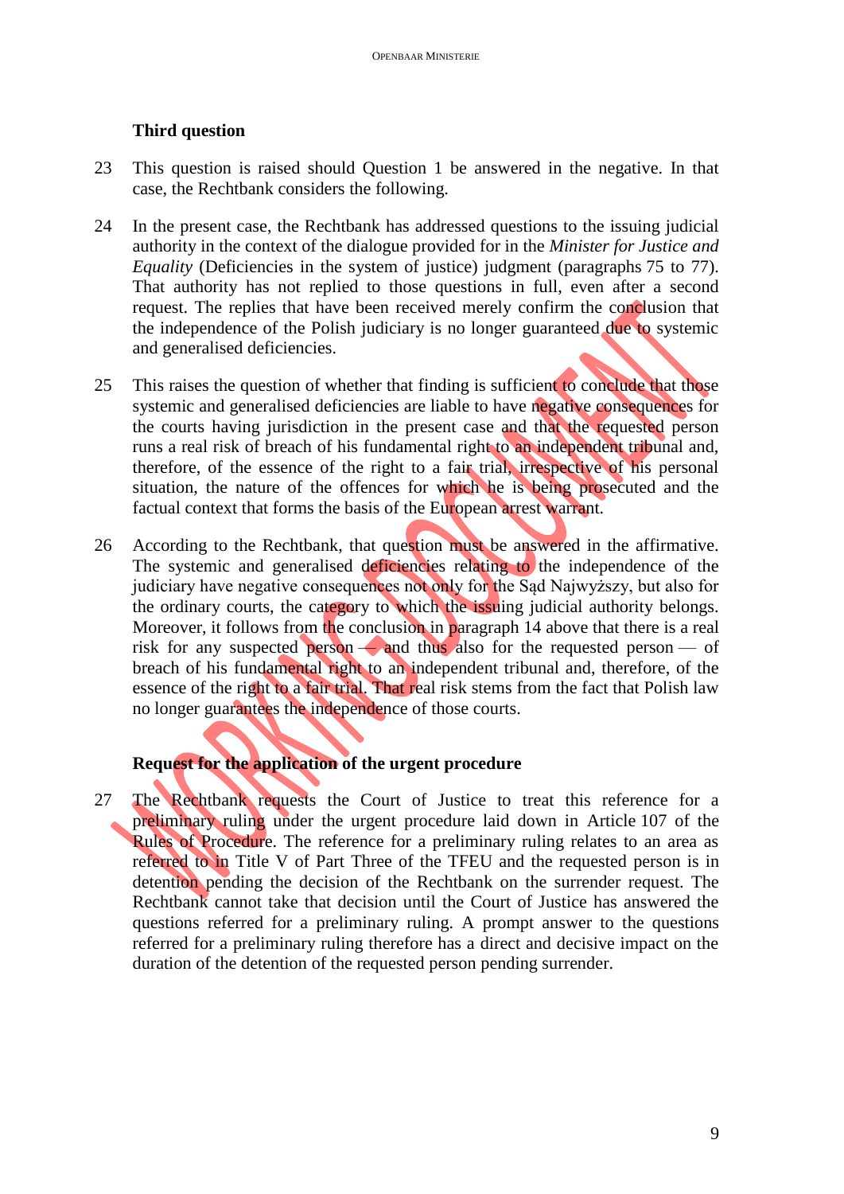### Third question

23 This question is raised should Question 1 be answered in the negative. In that case, the Rechtbank considers the following.

24 In the present case, the Rechtbank has addressed questions to the issuing judicial authority in the context of the dialogue provided for in the *Minister for Justice and Equality* (Deficiencies in the system of justice) judgment (paragraphs 75 to 77). That authority has not replied to those questions in full, even after a second request. The replies that have been received merely confirm the conclusion that the independence of the Polish judiciary is no longer guaranteed due to systemic and generalised deficiencies.

25 This raises the question of whether that finding is sufficient to conclude that those systemic and generalised deficiencies are liable to have negative consequences for the courts having jurisdiction in the present case and that the requested person runs a real risk of breach of his fundamental right to an independent tribunal and, therefore, of the essence of the right to a fair trial, irrespective of his personal situation, the nature of the offences for which he is being prosecuted and the factual context that forms the basis of the European arrest warrant.

26 According to the Rechtbank, that question must be answered in the affirmative. The systemic and generalised deficiencies relating to the independence of the judiciary have negative consequences not only for the Sąd Najwyższy, but also for the ordinary courts, the category to which the issuing judicial authority belongs. Moreover, it follows from the conclusion in paragraph 14 above that there is a real risk for any suspected person — and thus also for the requested person — of breach of his fundamental right to an independent tribunal and, therefore, of the essence of the right to a fair trial. That real risk stems from the fact that Polish law no longer guarantees the independence of those courts.

### Request for the application of the urgent procedure

27 The Rechtbank requests the Court of Justice to treat this reference for a preliminary ruling under the urgent procedure laid down in Article 107 of the Rules of Procedure. The reference for a preliminary ruling relates to an area as referred to in Title V of Part Three of the TFEU and the requested person is in detention pending the decision of the Rechtbank on the surrender request. The Rechtbank cannot take that decision until the Court of Justice has answered the questions referred for a preliminary ruling. A prompt answer to the questions referred for a preliminary ruling therefore has a direct and decisive impact on the duration of the detention of the requested person pending surrender.